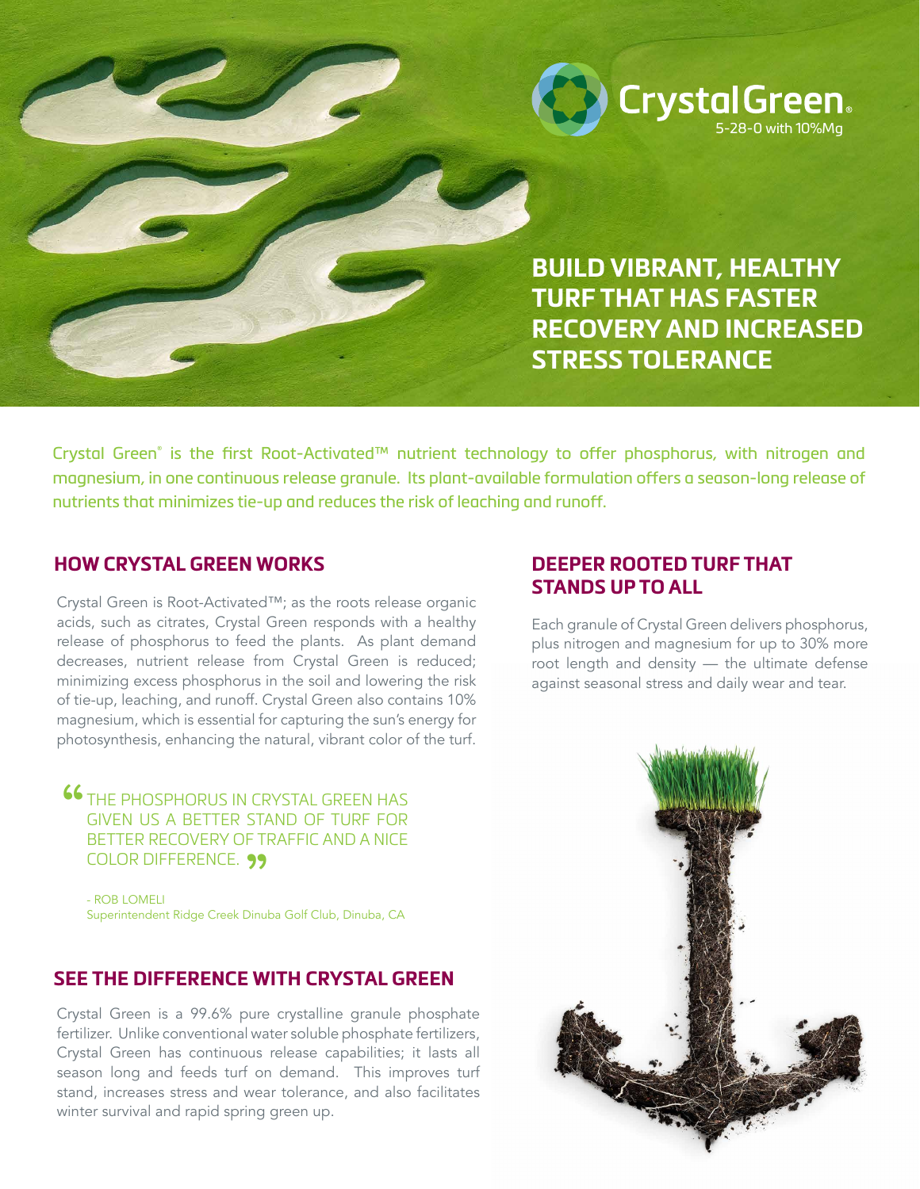Crystal Green®
5-28-0 with 10%Mg

# BUILD VIBRANT, HEALTHY TURF THAT HAS FASTER RECOVERY AND INCREASED STRESS TOLERANCE

Crystal Green® is the first Root-Activated™ nutrient technology to offer phosphorus, with nitrogen and magnesium, in one continuous release granule. Its plant-available formulation offers a season-long release of nutrients that minimizes tie-up and reduces the risk of leaching and runoff.

## HOW CRYSTAL GREEN WORKS

Crystal Green is Root-Activated™; as the roots release organic acids, such as citrates, Crystal Green responds with a healthy release of phosphorus to feed the plants. As plant demand decreases, nutrient release from Crystal Green is reduced; minimizing excess phosphorus in the soil and lowering the risk of tie-up, leaching, and runoff. Crystal Green also contains 10% magnesium, which is essential for capturing the sun's energy for photosynthesis, enhancing the natural, vibrant color of the turf.

> "THE PHOSPHORUS IN CRYSTAL GREEN HAS GIVEN US A BETTER STAND OF TURF FOR BETTER RECOVERY OF TRAFFIC AND A NICE COLOR DIFFERENCE."
>
> \- ROB LOMELI
> Superintendent Ridge Creek Dinuba Golf Club, Dinuba, CA

## SEE THE DIFFERENCE WITH CRYSTAL GREEN

Crystal Green is a 99.6% pure crystalline granule phosphate fertilizer. Unlike conventional water soluble phosphate fertilizers, Crystal Green has continuous release capabilities; it lasts all season long and feeds turf on demand. This improves turf stand, increases stress and wear tolerance, and also facilitates winter survival and rapid spring green up.

## DEEPER ROOTED TURF THAT STANDS UP TO ALL

Each granule of Crystal Green delivers phosphorus, plus nitrogen and magnesium for up to 30% more root length and density — the ultimate defense against seasonal stress and daily wear and tear.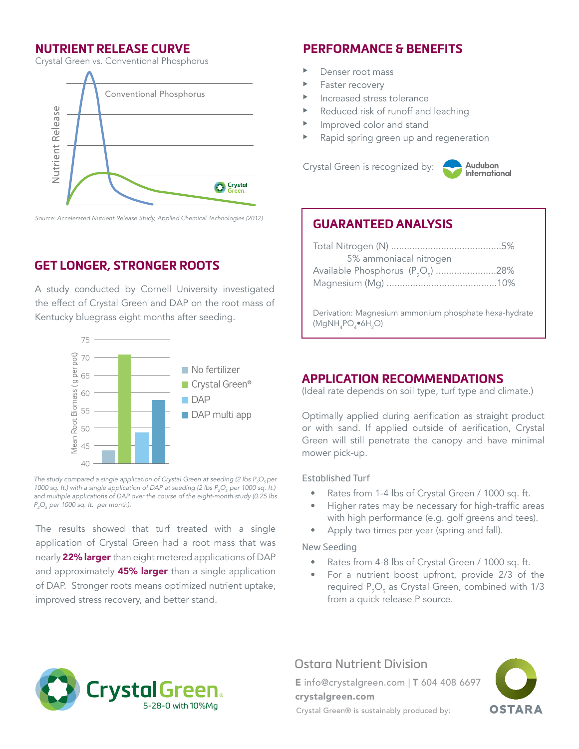## NUTRIENT RELEASE CURVE

Crystal Green vs. Conventional Phosphorus

Nutrient Release

Conventional Phosphorus

Crystal Green.

*Source: Accelerated Nutrient Release Study, Applied Chemical Technologies (2012)*

## GET LONGER, STRONGER ROOTS

A study conducted by Cornell University investigated the effect of Crystal Green and DAP on the root mass of Kentucky bluegrass eight months after seeding.

Mean Root Biomass (g per pot)

75
70
65
60
55
50
45
40

No fertilizer
Crystal Green®
DAP
DAP multi app

*The study compared a single application of Crystal Green at seeding (2 lbs $P_2O_5$ per 1000 sq. ft.) with a single application of DAP at seeding (2 lbs $P_2O_5$ per 1000 sq. ft.) and multiple applications of DAP over the course of the eight-month study (0.25 lbs $P_2O_5$ per 1000 sq. ft. per month).*

The results showed that turf treated with a single application of Crystal Green had a root mass that was nearly **22% larger** than eight metered applications of DAP and approximately **45% larger** than a single application of DAP. Stronger roots means optimized nutrient uptake, improved stress recovery, and better stand.

## PERFORMANCE & BENEFITS

- Denser root mass
- Faster recovery
- Increased stress tolerance
- Reduced risk of runoff and leaching
- Improved color and stand
- Rapid spring green up and regeneration

Crystal Green is recognized by: Audubon International

## GUARANTEED ANALYSIS

Total Nitrogen (N) ..........................................5%
5% ammoniacal nitrogen
Available Phosphorus ($P_2O_5$) .......................28%
Magnesium (Mg) ..........................................10%

Derivation: Magnesium ammonium phosphate hexa-hydrate ($MgNH_4PO_4 \cdot 6H_2O$)

## APPLICATION RECOMMENDATIONS

(Ideal rate depends on soil type, turf type and climate.)

Optimally applied during aerification as straight product or with sand. If applied outside of aerification, Crystal Green will still penetrate the canopy and have minimal mower pick-up.

Established Turf

- Rates from 1-4 lbs of Crystal Green / 1000 sq. ft.
- Higher rates may be necessary for high-traffic areas with high performance (e.g. golf greens and tees).
- Apply two times per year (spring and fall).

New Seeding

- Rates from 4-8 lbs of Crystal Green / 1000 sq. ft.
- For a nutrient boost upfront, provide 2/3 of the required $P_2O_5$ as Crystal Green, combined with 1/3 from a quick release P source.

Crystal Green.
5-28-0 with 10%Mg

Ostara Nutrient Division

**E** info@crystalgreen.com | **T** 604 408 6697

**crystalgreen.com**

Crystal Green® is sustainably produced by: OSTARA